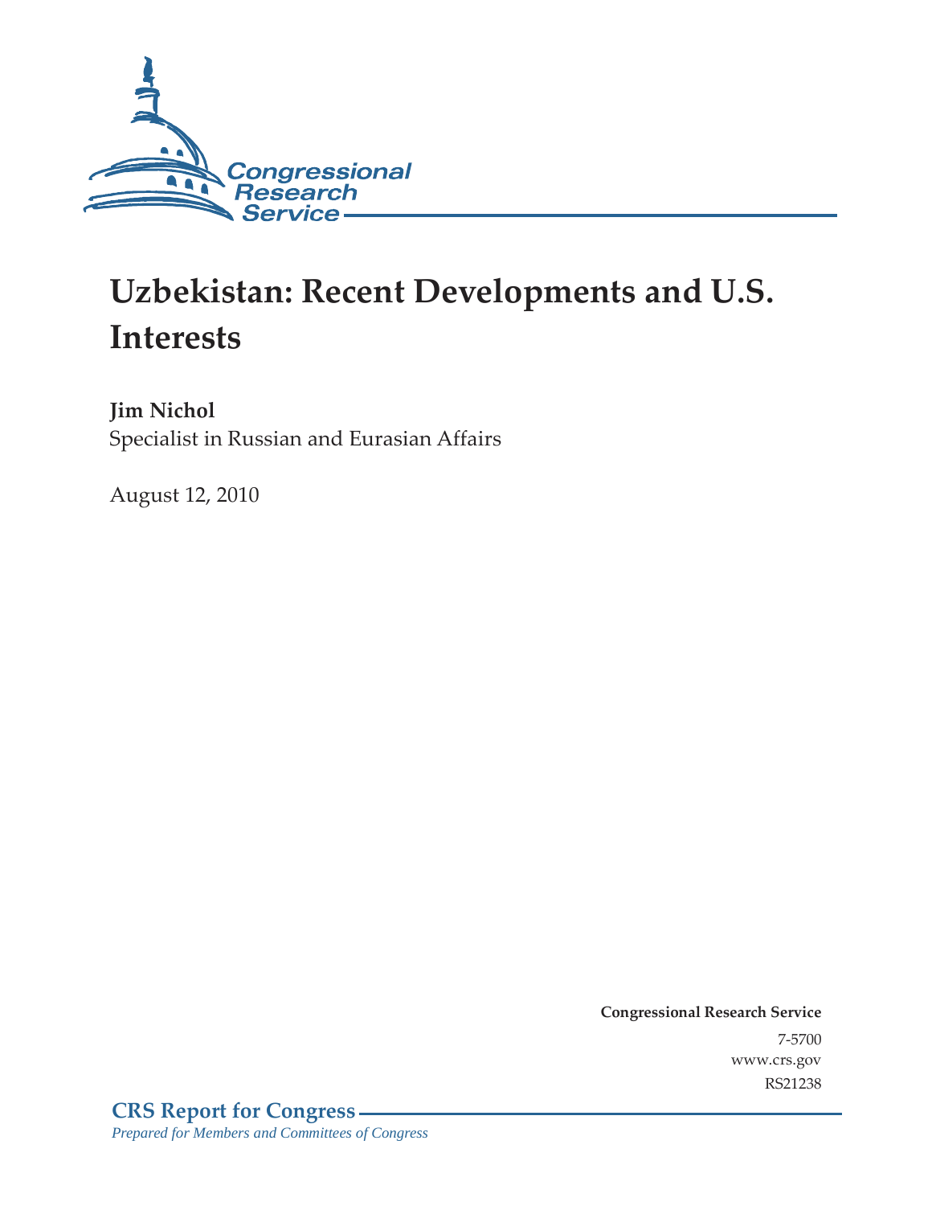Congressional Research Service

# Uzbekistan: Recent Developments and U.S. Interests

**Jim Nichol**
Specialist in Russian and Eurasian Affairs

August 12, 2010

**Congressional Research Service**
7-5700
www.crs.gov
RS21238

**CRS Report for Congress**
*Prepared for Members and Committees of Congress*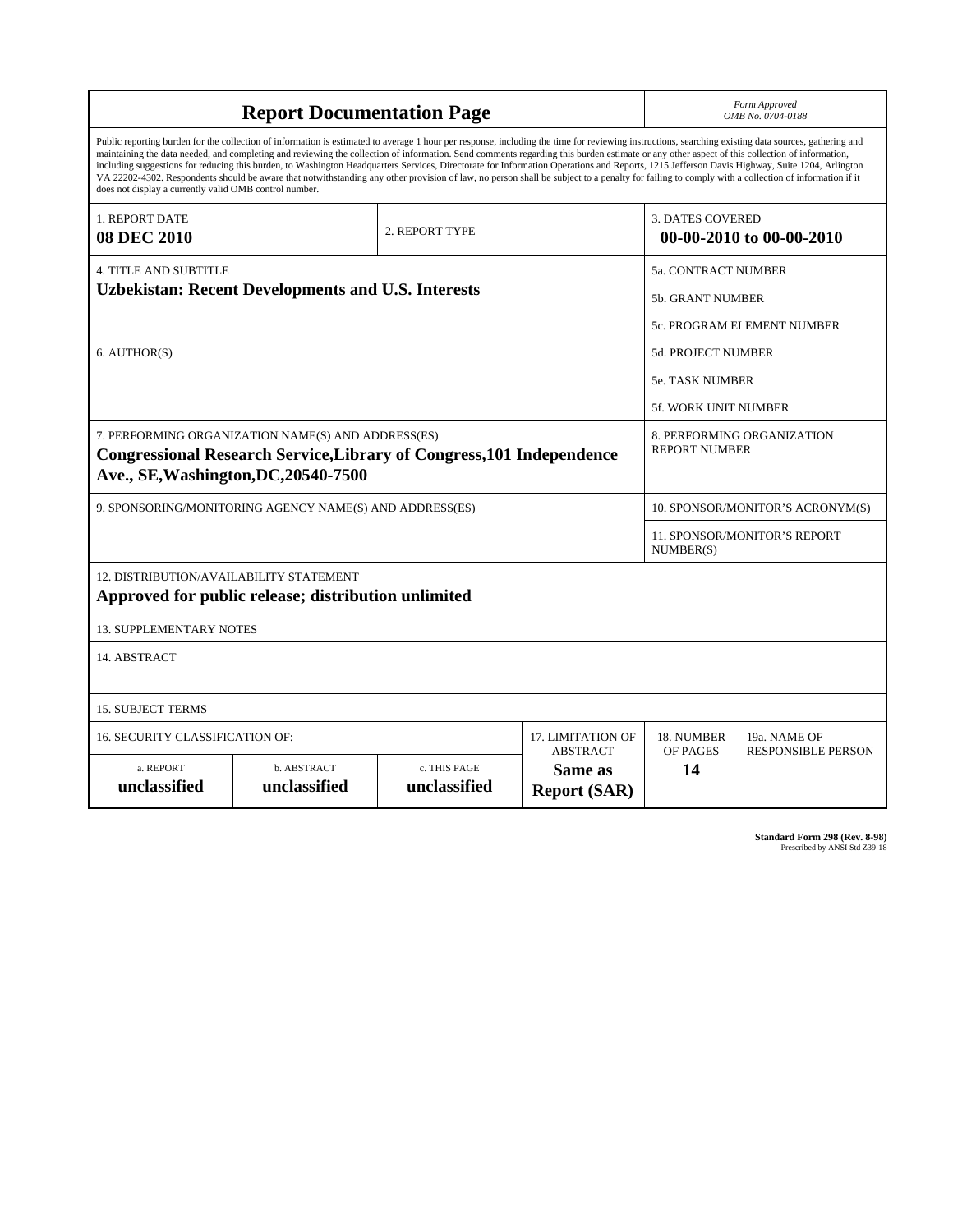# Report Documentation Page

*Form Approved*
*OMB No. 0704-0188*

Public reporting burden for the collection of information is estimated to average 1 hour per response, including the time for reviewing instructions, searching existing data sources, gathering and maintaining the data needed, and completing and reviewing the collection of information. Send comments regarding this burden estimate or any other aspect of this collection of information, including suggestions for reducing this burden, to Washington Headquarters Services, Directorate for Information Operations and Reports, 1215 Jefferson Davis Highway, Suite 1204, Arlington VA 22202-4302. Respondents should be aware that notwithstanding any other provision of law, no person shall be subject to a penalty for failing to comply with a collection of information if it does not display a currently valid OMB control number.

| 1. REPORT DATE | 2. REPORT TYPE | 3. DATES COVERED |
|---|---|---|
| **08 DEC 2010** | | **00-00-2010 to 00-00-2010** |

| 4. TITLE AND SUBTITLE | |
|---|---|
| **Uzbekistan: Recent Developments and U.S. Interests** | 5a. CONTRACT NUMBER |
| | 5b. GRANT NUMBER |
| | 5c. PROGRAM ELEMENT NUMBER |
| 6. AUTHOR(S) | 5d. PROJECT NUMBER |
| | 5e. TASK NUMBER |
| | 5f. WORK UNIT NUMBER |
| 7. PERFORMING ORGANIZATION NAME(S) AND ADDRESS(ES) **Congressional Research Service,Library of Congress,101 Independence Ave., SE,Washington,DC,20540-7500** | 8. PERFORMING ORGANIZATION REPORT NUMBER |
| 9. SPONSORING/MONITORING AGENCY NAME(S) AND ADDRESS(ES) | 10. SPONSOR/MONITOR'S ACRONYM(S) |
| | 11. SPONSOR/MONITOR'S REPORT NUMBER(S) |

12. DISTRIBUTION/AVAILABILITY STATEMENT
**Approved for public release; distribution unlimited**

13. SUPPLEMENTARY NOTES

14. ABSTRACT

15. SUBJECT TERMS

| 16. SECURITY CLASSIFICATION OF: | | | 17. LIMITATION OF ABSTRACT | 18. NUMBER OF PAGES | 19a. NAME OF RESPONSIBLE PERSON |
|---|---|---|---|---|---|
| a. REPORT | b. ABSTRACT | c. THIS PAGE | | | |
| **unclassified** | **unclassified** | **unclassified** | **Same as Report (SAR)** | **14** | |

**Standard Form 298 (Rev. 8-98)**
Prescribed by ANSI Std Z39-18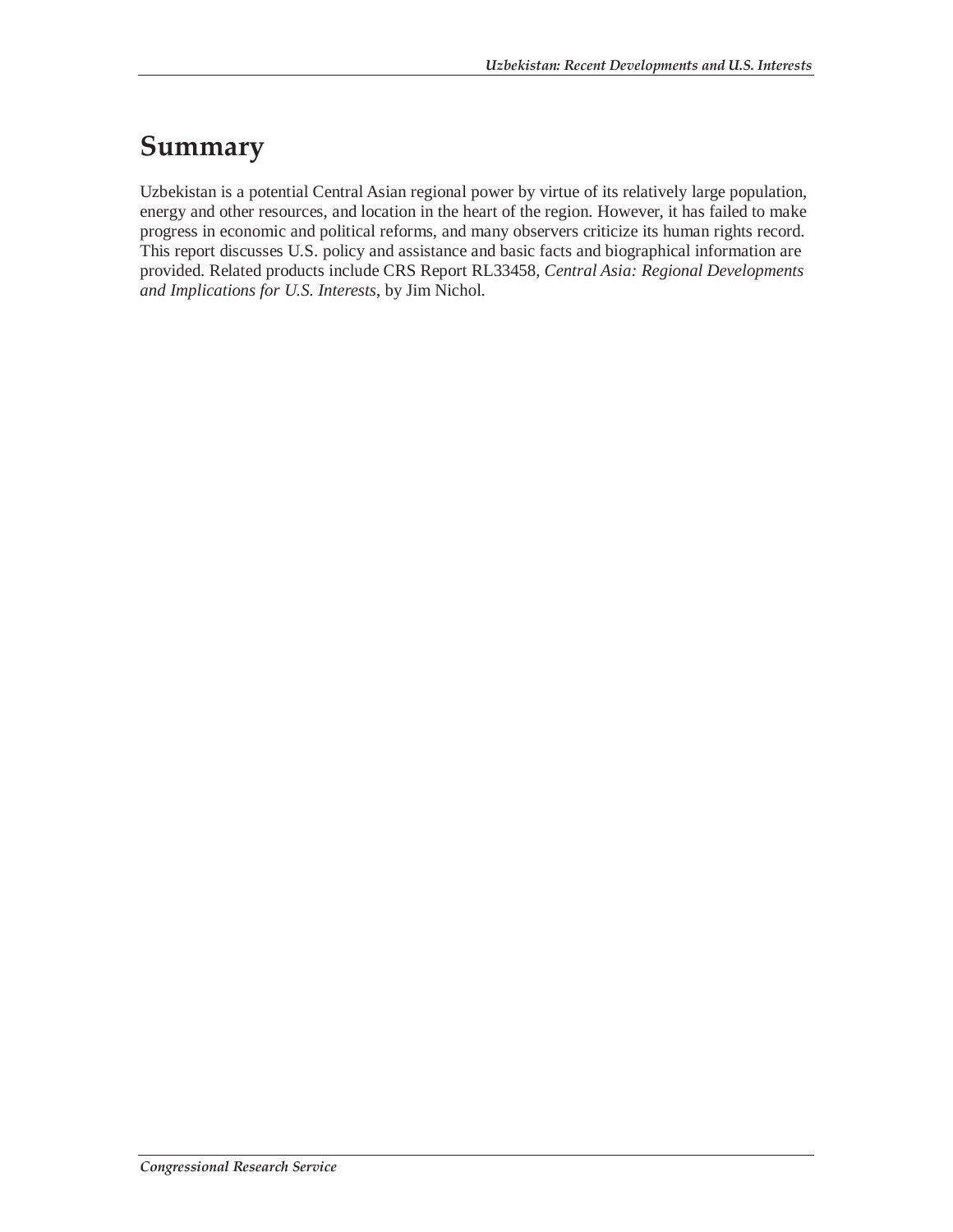## Summary

Uzbekistan is a potential Central Asian regional power by virtue of its relatively large population, energy and other resources, and location in the heart of the region. However, it has failed to make progress in economic and political reforms, and many observers criticize its human rights record. This report discusses U.S. policy and assistance and basic facts and biographical information are provided. Related products include CRS Report RL33458, *Central Asia: Regional Developments and Implications for U.S. Interests*, by Jim Nichol.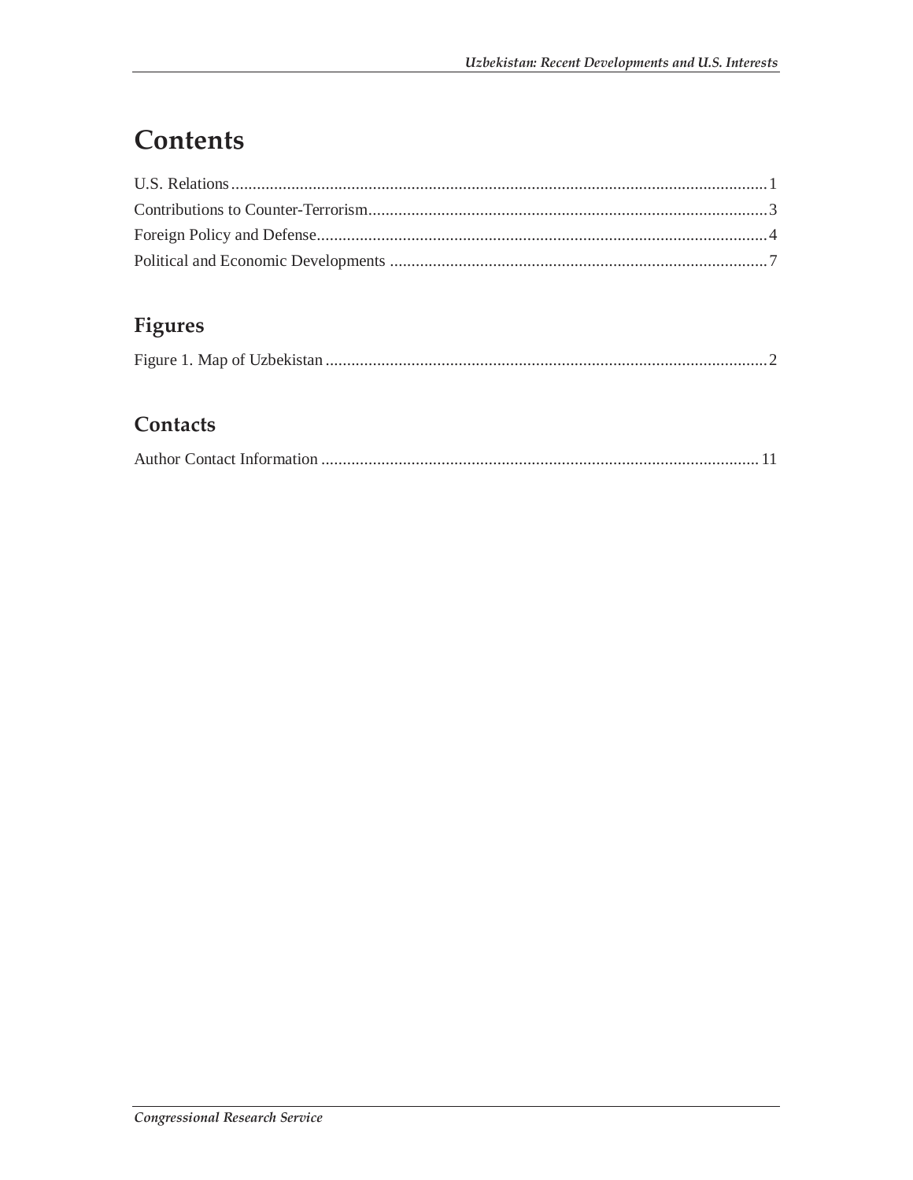# Contents

U.S. Relations ............................................................................................................................. 1
Contributions to Counter-Terrorism............................................................................................. 3
Foreign Policy and Defense......................................................................................................... 4
Political and Economic Developments ........................................................................................ 7

## Figures

Figure 1. Map of Uzbekistan ....................................................................................................... 2

## Contacts

Author Contact Information ...................................................................................................... 11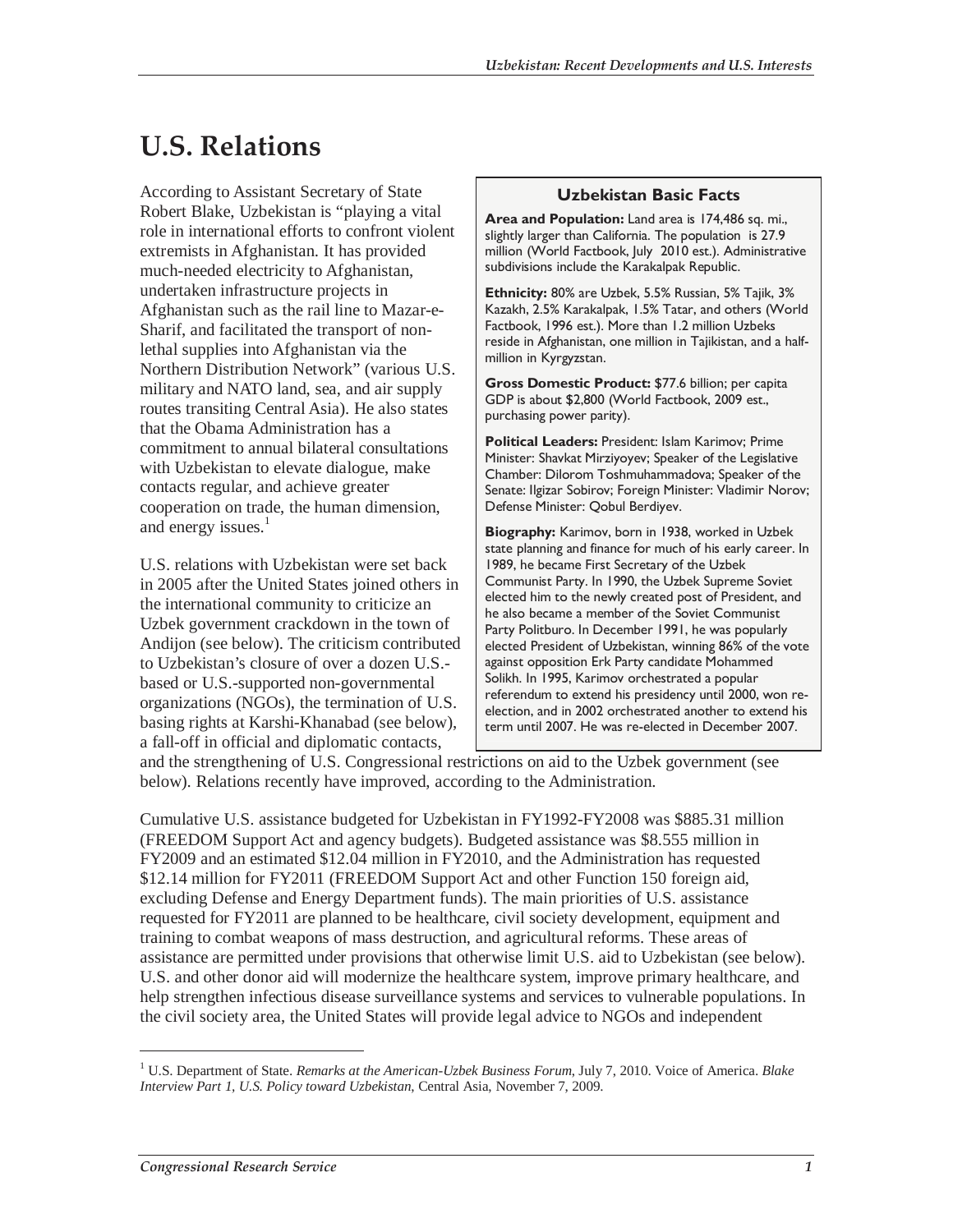# U.S. Relations

According to Assistant Secretary of State Robert Blake, Uzbekistan is "playing a vital role in international efforts to confront violent extremists in Afghanistan. It has provided much-needed electricity to Afghanistan, undertaken infrastructure projects in Afghanistan such as the rail line to Mazar-e-Sharif, and facilitated the transport of non-lethal supplies into Afghanistan via the Northern Distribution Network" (various U.S. military and NATO land, sea, and air supply routes transiting Central Asia). He also states that the Obama Administration has a commitment to annual bilateral consultations with Uzbekistan to elevate dialogue, make contacts regular, and achieve greater cooperation on trade, the human dimension, and energy issues.[1]

> **Uzbekistan Basic Facts**
>
> **Area and Population:** Land area is 174,486 sq. mi., slightly larger than California. The population is 27.9 million (World Factbook, July 2010 est.). Administrative subdivisions include the Karakalpak Republic.
>
> **Ethnicity:** 80% are Uzbek, 5.5% Russian, 5% Tajik, 3% Kazakh, 2.5% Karakalpak, 1.5% Tatar, and others (World Factbook, 1996 est.). More than 1.2 million Uzbeks reside in Afghanistan, one million in Tajikistan, and a half-million in Kyrgyzstan.
>
> **Gross Domestic Product:** $77.6 billion; per capita GDP is about $2,800 (World Factbook, 2009 est., purchasing power parity).
>
> **Political Leaders:** President: Islam Karimov; Prime Minister: Shavkat Mirziyoyev; Speaker of the Legislative Chamber: Dilorom Toshmuhammadova; Speaker of the Senate: Ilgizar Sobirov; Foreign Minister: Vladimir Norov; Defense Minister: Qobul Berdiyev.
>
> **Biography:** Karimov, born in 1938, worked in Uzbek state planning and finance for much of his early career. In 1989, he became First Secretary of the Uzbek Communist Party. In 1990, the Uzbek Supreme Soviet elected him to the newly created post of President, and he also became a member of the Soviet Communist Party Politburo. In December 1991, he was popularly elected President of Uzbekistan, winning 86% of the vote against opposition Erk Party candidate Mohammed Solikh. In 1995, Karimov orchestrated a popular referendum to extend his presidency until 2000, won re-election, and in 2002 orchestrated another to extend his term until 2007. He was re-elected in December 2007.

U.S. relations with Uzbekistan were set back in 2005 after the United States joined others in the international community to criticize an Uzbek government crackdown in the town of Andijon (see below). The criticism contributed to Uzbekistan's closure of over a dozen U.S.-based or U.S.-supported non-governmental organizations (NGOs), the termination of U.S. basing rights at Karshi-Khanabad (see below), a fall-off in official and diplomatic contacts, and the strengthening of U.S. Congressional restrictions on aid to the Uzbek government (see below). Relations recently have improved, according to the Administration.

Cumulative U.S. assistance budgeted for Uzbekistan in FY1992-FY2008 was $885.31 million (FREEDOM Support Act and agency budgets). Budgeted assistance was $8.555 million in FY2009 and an estimated $12.04 million in FY2010, and the Administration has requested $12.14 million for FY2011 (FREEDOM Support Act and other Function 150 foreign aid, excluding Defense and Energy Department funds). The main priorities of U.S. assistance requested for FY2011 are planned to be healthcare, civil society development, equipment and training to combat weapons of mass destruction, and agricultural reforms. These areas of assistance are permitted under provisions that otherwise limit U.S. aid to Uzbekistan (see below). U.S. and other donor aid will modernize the healthcare system, improve primary healthcare, and help strengthen infectious disease surveillance systems and services to vulnerable populations. In the civil society area, the United States will provide legal advice to NGOs and independent

---

[1] U.S. Department of State. *Remarks at the American-Uzbek Business Forum*, July 7, 2010. Voice of America. *Blake Interview Part 1, U.S. Policy toward Uzbekistan*, Central Asia, November 7, 2009.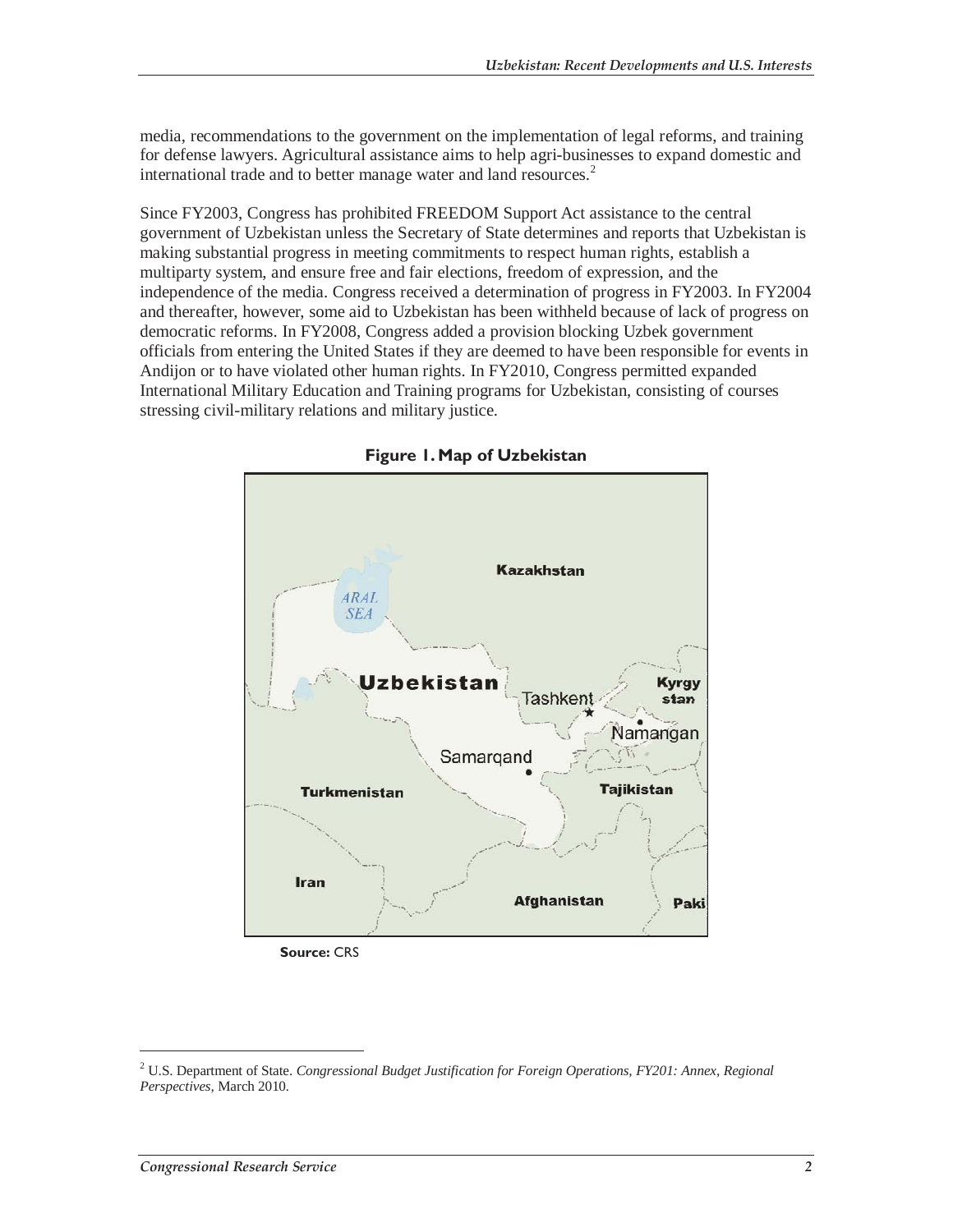media, recommendations to the government on the implementation of legal reforms, and training for defense lawyers. Agricultural assistance aims to help agri-businesses to expand domestic and international trade and to better manage water and land resources.[2]

Since FY2003, Congress has prohibited FREEDOM Support Act assistance to the central government of Uzbekistan unless the Secretary of State determines and reports that Uzbekistan is making substantial progress in meeting commitments to respect human rights, establish a multiparty system, and ensure free and fair elections, freedom of expression, and the independence of the media. Congress received a determination of progress in FY2003. In FY2004 and thereafter, however, some aid to Uzbekistan has been withheld because of lack of progress on democratic reforms. In FY2008, Congress added a provision blocking Uzbek government officials from entering the United States if they are deemed to have been responsible for events in Andijon or to have violated other human rights. In FY2010, Congress permitted expanded International Military Education and Training programs for Uzbekistan, consisting of courses stressing civil-military relations and military justice.

**Figure 1. Map of Uzbekistan**

**Source:** CRS

---

[2] U.S. Department of State. *Congressional Budget Justification for Foreign Operations, FY201: Annex, Regional Perspectives*, March 2010.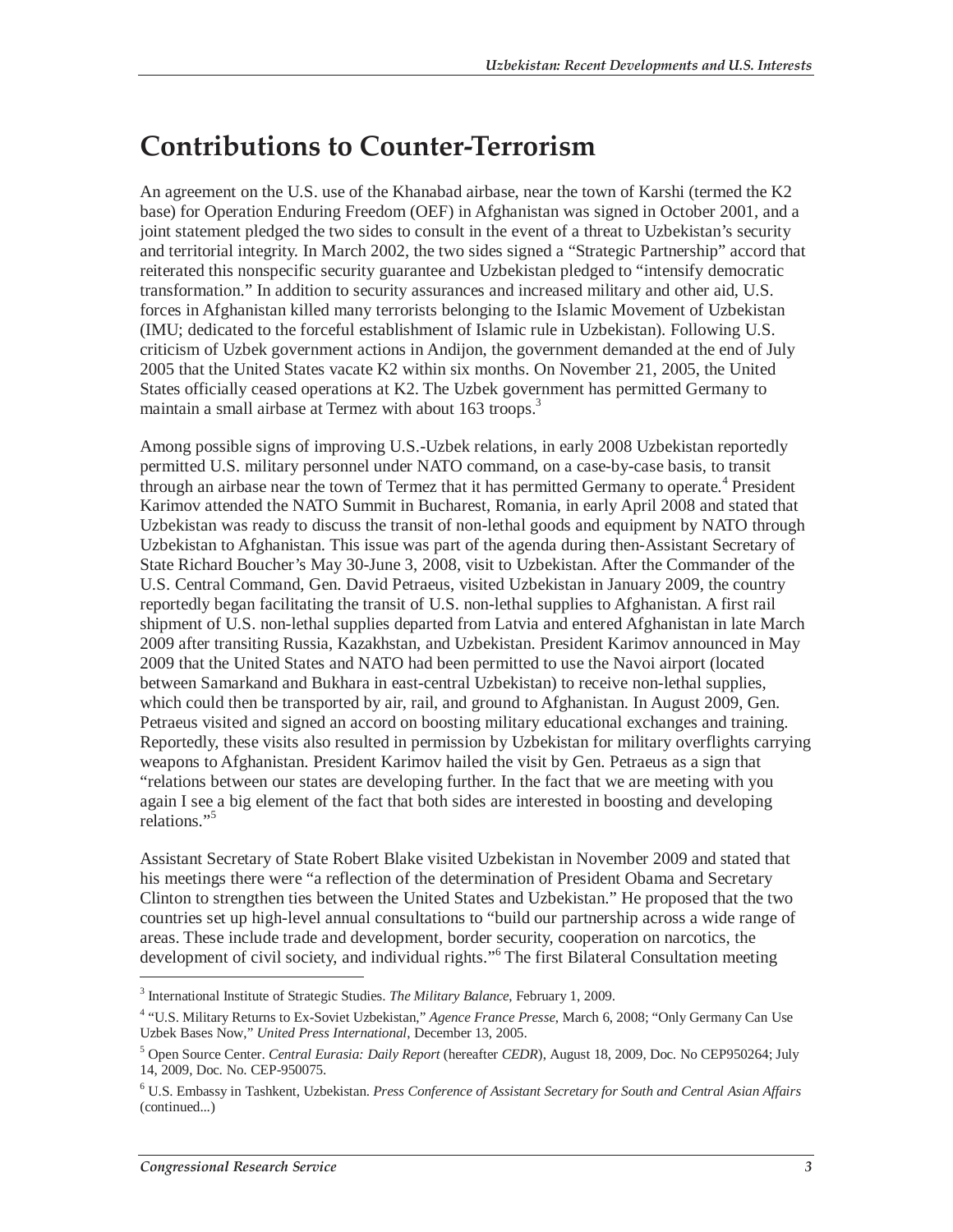# Contributions to Counter-Terrorism

An agreement on the U.S. use of the Khanabad airbase, near the town of Karshi (termed the K2 base) for Operation Enduring Freedom (OEF) in Afghanistan was signed in October 2001, and a joint statement pledged the two sides to consult in the event of a threat to Uzbekistan's security and territorial integrity. In March 2002, the two sides signed a "Strategic Partnership" accord that reiterated this nonspecific security guarantee and Uzbekistan pledged to "intensify democratic transformation." In addition to security assurances and increased military and other aid, U.S. forces in Afghanistan killed many terrorists belonging to the Islamic Movement of Uzbekistan (IMU; dedicated to the forceful establishment of Islamic rule in Uzbekistan). Following U.S. criticism of Uzbek government actions in Andijon, the government demanded at the end of July 2005 that the United States vacate K2 within six months. On November 21, 2005, the United States officially ceased operations at K2. The Uzbek government has permitted Germany to maintain a small airbase at Termez with about 163 troops.[3]

Among possible signs of improving U.S.-Uzbek relations, in early 2008 Uzbekistan reportedly permitted U.S. military personnel under NATO command, on a case-by-case basis, to transit through an airbase near the town of Termez that it has permitted Germany to operate.[4] President Karimov attended the NATO Summit in Bucharest, Romania, in early April 2008 and stated that Uzbekistan was ready to discuss the transit of non-lethal goods and equipment by NATO through Uzbekistan to Afghanistan. This issue was part of the agenda during then-Assistant Secretary of State Richard Boucher's May 30-June 3, 2008, visit to Uzbekistan. After the Commander of the U.S. Central Command, Gen. David Petraeus, visited Uzbekistan in January 2009, the country reportedly began facilitating the transit of U.S. non-lethal supplies to Afghanistan. A first rail shipment of U.S. non-lethal supplies departed from Latvia and entered Afghanistan in late March 2009 after transiting Russia, Kazakhstan, and Uzbekistan. President Karimov announced in May 2009 that the United States and NATO had been permitted to use the Navoi airport (located between Samarkand and Bukhara in east-central Uzbekistan) to receive non-lethal supplies, which could then be transported by air, rail, and ground to Afghanistan. In August 2009, Gen. Petraeus visited and signed an accord on boosting military educational exchanges and training. Reportedly, these visits also resulted in permission by Uzbekistan for military overflights carrying weapons to Afghanistan. President Karimov hailed the visit by Gen. Petraeus as a sign that "relations between our states are developing further. In the fact that we are meeting with you again I see a big element of the fact that both sides are interested in boosting and developing relations."[5]

Assistant Secretary of State Robert Blake visited Uzbekistan in November 2009 and stated that his meetings there were "a reflection of the determination of President Obama and Secretary Clinton to strengthen ties between the United States and Uzbekistan." He proposed that the two countries set up high-level annual consultations to "build our partnership across a wide range of areas. These include trade and development, border security, cooperation on narcotics, the development of civil society, and individual rights."[6] The first Bilateral Consultation meeting

---

[3] International Institute of Strategic Studies. *The Military Balance*, February 1, 2009.

[4] "U.S. Military Returns to Ex-Soviet Uzbekistan," *Agence France Presse*, March 6, 2008; "Only Germany Can Use Uzbek Bases Now," *United Press International*, December 13, 2005.

[5] Open Source Center. *Central Eurasia: Daily Report* (hereafter *CEDR*), August 18, 2009, Doc. No CEP950264; July 14, 2009, Doc. No. CEP-950075.

[6] U.S. Embassy in Tashkent, Uzbekistan. *Press Conference of Assistant Secretary for South and Central Asian Affairs* (continued...)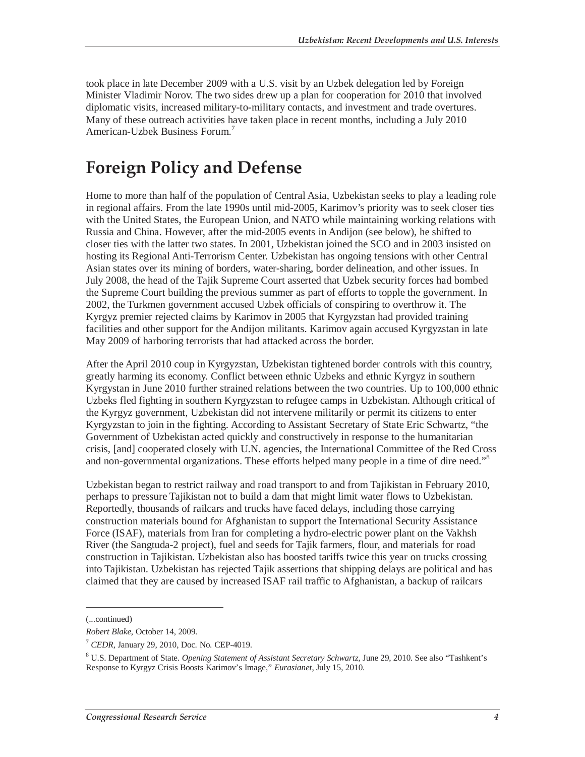took place in late December 2009 with a U.S. visit by an Uzbek delegation led by Foreign Minister Vladimir Norov. The two sides drew up a plan for cooperation for 2010 that involved diplomatic visits, increased military-to-military contacts, and investment and trade overtures. Many of these outreach activities have taken place in recent months, including a July 2010 American-Uzbek Business Forum.[7]

# Foreign Policy and Defense

Home to more than half of the population of Central Asia, Uzbekistan seeks to play a leading role in regional affairs. From the late 1990s until mid-2005, Karimov's priority was to seek closer ties with the United States, the European Union, and NATO while maintaining working relations with Russia and China. However, after the mid-2005 events in Andijon (see below), he shifted to closer ties with the latter two states. In 2001, Uzbekistan joined the SCO and in 2003 insisted on hosting its Regional Anti-Terrorism Center. Uzbekistan has ongoing tensions with other Central Asian states over its mining of borders, water-sharing, border delineation, and other issues. In July 2008, the head of the Tajik Supreme Court asserted that Uzbek security forces had bombed the Supreme Court building the previous summer as part of efforts to topple the government. In 2002, the Turkmen government accused Uzbek officials of conspiring to overthrow it. The Kyrgyz premier rejected claims by Karimov in 2005 that Kyrgyzstan had provided training facilities and other support for the Andijon militants. Karimov again accused Kyrgyzstan in late May 2009 of harboring terrorists that had attacked across the border.

After the April 2010 coup in Kyrgyzstan, Uzbekistan tightened border controls with this country, greatly harming its economy. Conflict between ethnic Uzbeks and ethnic Kyrgyz in southern Kyrgystan in June 2010 further strained relations between the two countries. Up to 100,000 ethnic Uzbeks fled fighting in southern Kyrgyzstan to refugee camps in Uzbekistan. Although critical of the Kyrgyz government, Uzbekistan did not intervene militarily or permit its citizens to enter Kyrgyzstan to join in the fighting. According to Assistant Secretary of State Eric Schwartz, "the Government of Uzbekistan acted quickly and constructively in response to the humanitarian crisis, [and] cooperated closely with U.N. agencies, the International Committee of the Red Cross and non-governmental organizations. These efforts helped many people in a time of dire need."[8]

Uzbekistan began to restrict railway and road transport to and from Tajikistan in February 2010, perhaps to pressure Tajikistan not to build a dam that might limit water flows to Uzbekistan. Reportedly, thousands of railcars and trucks have faced delays, including those carrying construction materials bound for Afghanistan to support the International Security Assistance Force (ISAF), materials from Iran for completing a hydro-electric power plant on the Vakhsh River (the Sangtuda-2 project), fuel and seeds for Tajik farmers, flour, and materials for road construction in Tajikistan. Uzbekistan also has boosted tariffs twice this year on trucks crossing into Tajikistan. Uzbekistan has rejected Tajik assertions that shipping delays are political and has claimed that they are caused by increased ISAF rail traffic to Afghanistan, a backup of railcars

---

(...continued)

*Robert Blake*, October 14, 2009.

[7] *CEDR*, January 29, 2010, Doc. No. CEP-4019.

[8] U.S. Department of State. *Opening Statement of Assistant Secretary Schwartz*, June 29, 2010. See also "Tashkent's Response to Kyrgyz Crisis Boosts Karimov's Image," *Eurasianet*, July 15, 2010.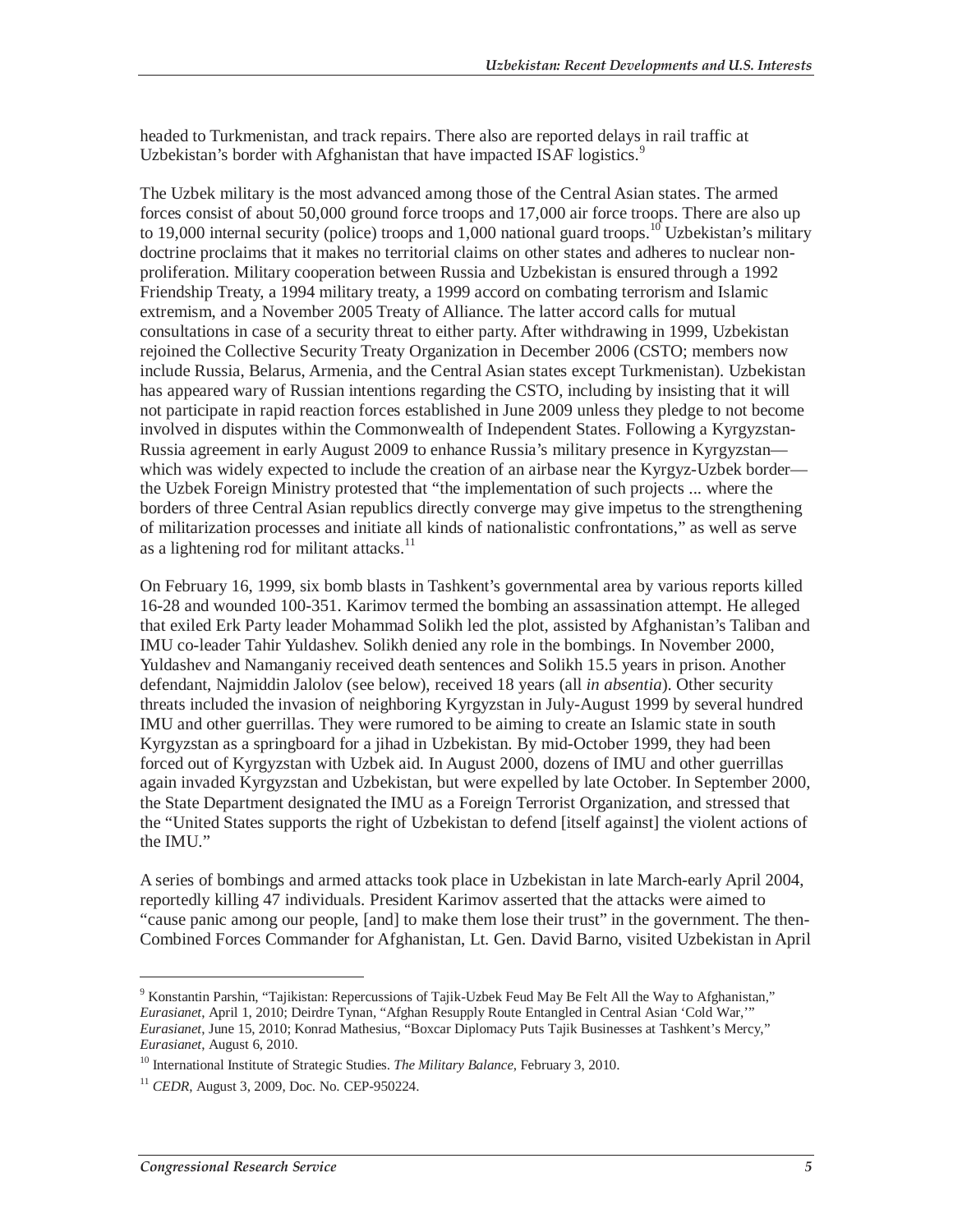headed to Turkmenistan, and track repairs. There also are reported delays in rail traffic at Uzbekistan's border with Afghanistan that have impacted ISAF logistics.[9]

The Uzbek military is the most advanced among those of the Central Asian states. The armed forces consist of about 50,000 ground force troops and 17,000 air force troops. There are also up to 19,000 internal security (police) troops and 1,000 national guard troops.[10] Uzbekistan's military doctrine proclaims that it makes no territorial claims on other states and adheres to nuclear non-proliferation. Military cooperation between Russia and Uzbekistan is ensured through a 1992 Friendship Treaty, a 1994 military treaty, a 1999 accord on combating terrorism and Islamic extremism, and a November 2005 Treaty of Alliance. The latter accord calls for mutual consultations in case of a security threat to either party. After withdrawing in 1999, Uzbekistan rejoined the Collective Security Treaty Organization in December 2006 (CSTO; members now include Russia, Belarus, Armenia, and the Central Asian states except Turkmenistan). Uzbekistan has appeared wary of Russian intentions regarding the CSTO, including by insisting that it will not participate in rapid reaction forces established in June 2009 unless they pledge to not become involved in disputes within the Commonwealth of Independent States. Following a Kyrgyzstan-Russia agreement in early August 2009 to enhance Russia's military presence in Kyrgyzstan—which was widely expected to include the creation of an airbase near the Kyrgyz-Uzbek border—the Uzbek Foreign Ministry protested that "the implementation of such projects ... where the borders of three Central Asian republics directly converge may give impetus to the strengthening of militarization processes and initiate all kinds of nationalistic confrontations," as well as serve as a lightening rod for militant attacks.[11]

On February 16, 1999, six bomb blasts in Tashkent's governmental area by various reports killed 16-28 and wounded 100-351. Karimov termed the bombing an assassination attempt. He alleged that exiled Erk Party leader Mohammad Solikh led the plot, assisted by Afghanistan's Taliban and IMU co-leader Tahir Yuldashev. Solikh denied any role in the bombings. In November 2000, Yuldashev and Namanganiy received death sentences and Solikh 15.5 years in prison. Another defendant, Najmiddin Jalolov (see below), received 18 years (all *in absentia*). Other security threats included the invasion of neighboring Kyrgyzstan in July-August 1999 by several hundred IMU and other guerrillas. They were rumored to be aiming to create an Islamic state in south Kyrgyzstan as a springboard for a jihad in Uzbekistan. By mid-October 1999, they had been forced out of Kyrgyzstan with Uzbek aid. In August 2000, dozens of IMU and other guerrillas again invaded Kyrgyzstan and Uzbekistan, but were expelled by late October. In September 2000, the State Department designated the IMU as a Foreign Terrorist Organization, and stressed that the "United States supports the right of Uzbekistan to defend [itself against] the violent actions of the IMU."

A series of bombings and armed attacks took place in Uzbekistan in late March-early April 2004, reportedly killing 47 individuals. President Karimov asserted that the attacks were aimed to "cause panic among our people, [and] to make them lose their trust" in the government. The then-Combined Forces Commander for Afghanistan, Lt. Gen. David Barno, visited Uzbekistan in April

---

[9] Konstantin Parshin, "Tajikistan: Repercussions of Tajik-Uzbek Feud May Be Felt All the Way to Afghanistan," *Eurasianet*, April 1, 2010; Deirdre Tynan, "Afghan Resupply Route Entangled in Central Asian 'Cold War,'" *Eurasianet*, June 15, 2010; Konrad Mathesius, "Boxcar Diplomacy Puts Tajik Businesses at Tashkent's Mercy," *Eurasianet*, August 6, 2010.

[10] International Institute of Strategic Studies. *The Military Balance*, February 3, 2010.

[11] *CEDR*, August 3, 2009, Doc. No. CEP-950224.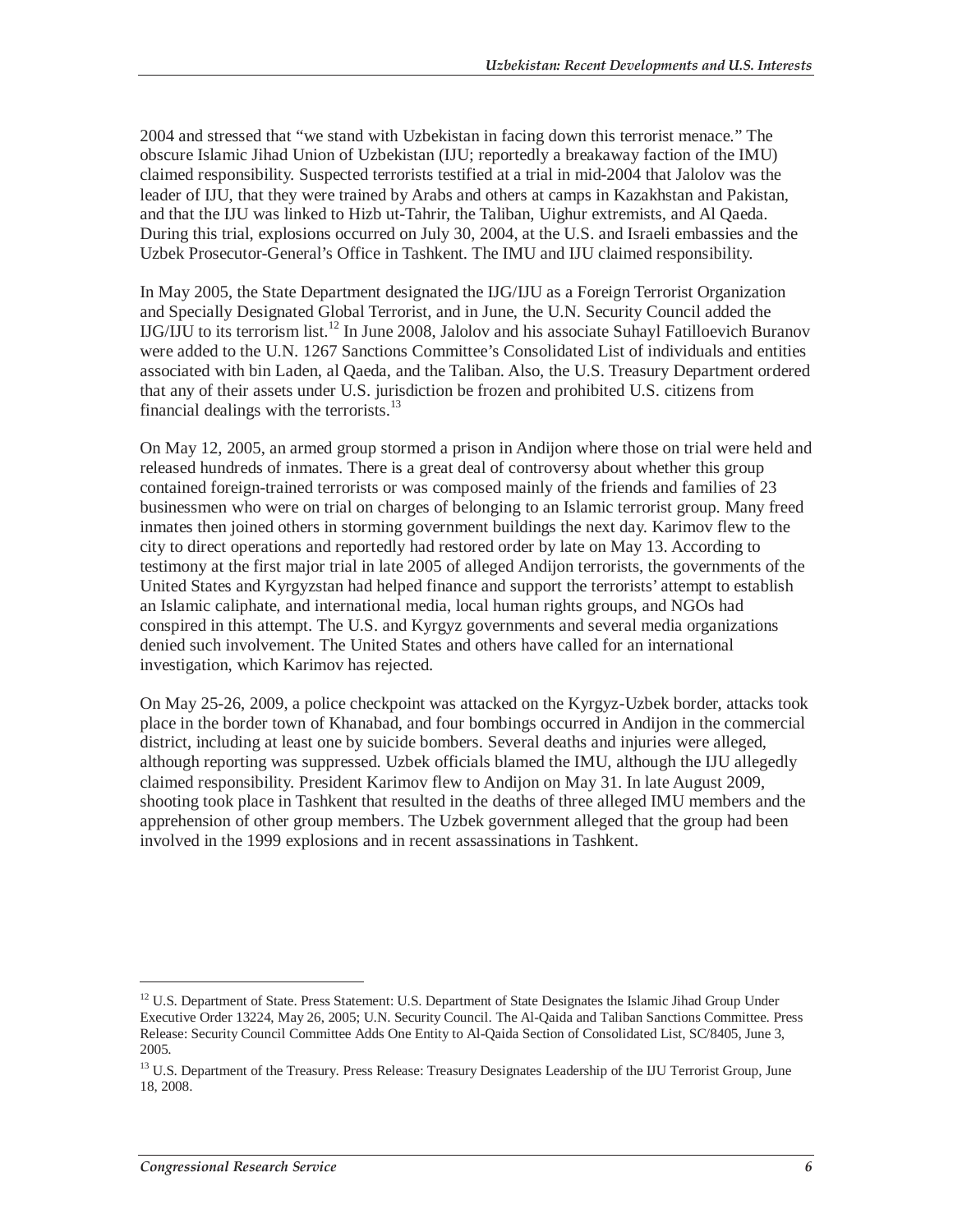2004 and stressed that "we stand with Uzbekistan in facing down this terrorist menace." The obscure Islamic Jihad Union of Uzbekistan (IJU; reportedly a breakaway faction of the IMU) claimed responsibility. Suspected terrorists testified at a trial in mid-2004 that Jalolov was the leader of IJU, that they were trained by Arabs and others at camps in Kazakhstan and Pakistan, and that the IJU was linked to Hizb ut-Tahrir, the Taliban, Uighur extremists, and Al Qaeda. During this trial, explosions occurred on July 30, 2004, at the U.S. and Israeli embassies and the Uzbek Prosecutor-General's Office in Tashkent. The IMU and IJU claimed responsibility.

In May 2005, the State Department designated the IJG/IJU as a Foreign Terrorist Organization and Specially Designated Global Terrorist, and in June, the U.N. Security Council added the IJG/IJU to its terrorism list.[12] In June 2008, Jalolov and his associate Suhayl Fatilloevich Buranov were added to the U.N. 1267 Sanctions Committee's Consolidated List of individuals and entities associated with bin Laden, al Qaeda, and the Taliban. Also, the U.S. Treasury Department ordered that any of their assets under U.S. jurisdiction be frozen and prohibited U.S. citizens from financial dealings with the terrorists.[13]

On May 12, 2005, an armed group stormed a prison in Andijon where those on trial were held and released hundreds of inmates. There is a great deal of controversy about whether this group contained foreign-trained terrorists or was composed mainly of the friends and families of 23 businessmen who were on trial on charges of belonging to an Islamic terrorist group. Many freed inmates then joined others in storming government buildings the next day. Karimov flew to the city to direct operations and reportedly had restored order by late on May 13. According to testimony at the first major trial in late 2005 of alleged Andijon terrorists, the governments of the United States and Kyrgyzstan had helped finance and support the terrorists' attempt to establish an Islamic caliphate, and international media, local human rights groups, and NGOs had conspired in this attempt. The U.S. and Kyrgyz governments and several media organizations denied such involvement. The United States and others have called for an international investigation, which Karimov has rejected.

On May 25-26, 2009, a police checkpoint was attacked on the Kyrgyz-Uzbek border, attacks took place in the border town of Khanabad, and four bombings occurred in Andijon in the commercial district, including at least one by suicide bombers. Several deaths and injuries were alleged, although reporting was suppressed. Uzbek officials blamed the IMU, although the IJU allegedly claimed responsibility. President Karimov flew to Andijon on May 31. In late August 2009, shooting took place in Tashkent that resulted in the deaths of three alleged IMU members and the apprehension of other group members. The Uzbek government alleged that the group had been involved in the 1999 explosions and in recent assassinations in Tashkent.

---

[12] U.S. Department of State. Press Statement: U.S. Department of State Designates the Islamic Jihad Group Under Executive Order 13224, May 26, 2005; U.N. Security Council. The Al-Qaida and Taliban Sanctions Committee. Press Release: Security Council Committee Adds One Entity to Al-Qaida Section of Consolidated List, SC/8405, June 3, 2005.

[13] U.S. Department of the Treasury. Press Release: Treasury Designates Leadership of the IJU Terrorist Group, June 18, 2008.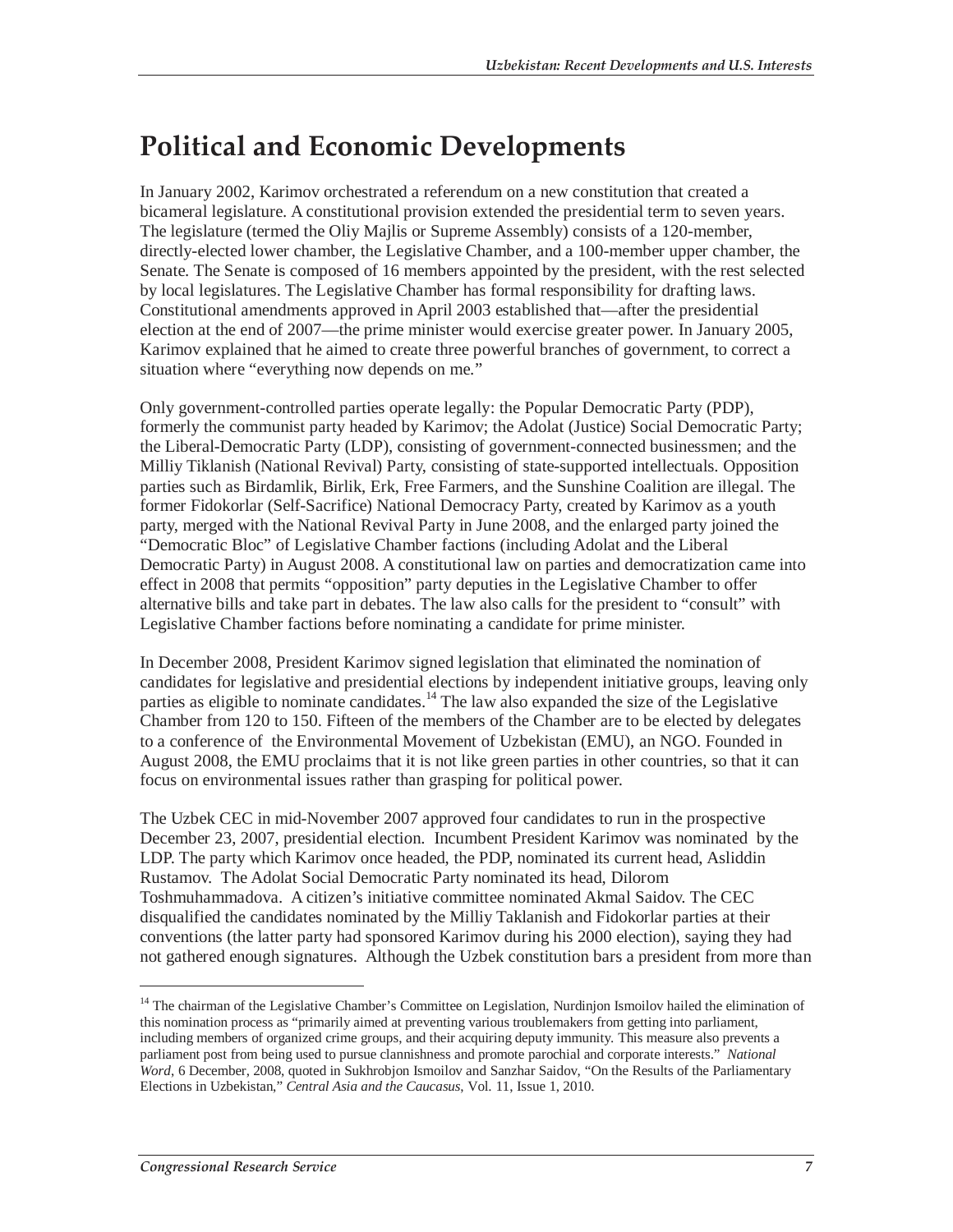# Political and Economic Developments

In January 2002, Karimov orchestrated a referendum on a new constitution that created a bicameral legislature. A constitutional provision extended the presidential term to seven years. The legislature (termed the Oliy Majlis or Supreme Assembly) consists of a 120-member, directly-elected lower chamber, the Legislative Chamber, and a 100-member upper chamber, the Senate. The Senate is composed of 16 members appointed by the president, with the rest selected by local legislatures. The Legislative Chamber has formal responsibility for drafting laws. Constitutional amendments approved in April 2003 established that—after the presidential election at the end of 2007—the prime minister would exercise greater power. In January 2005, Karimov explained that he aimed to create three powerful branches of government, to correct a situation where "everything now depends on me."

Only government-controlled parties operate legally: the Popular Democratic Party (PDP), formerly the communist party headed by Karimov; the Adolat (Justice) Social Democratic Party; the Liberal-Democratic Party (LDP), consisting of government-connected businessmen; and the Milliy Tiklanish (National Revival) Party, consisting of state-supported intellectuals. Opposition parties such as Birdamlik, Birlik, Erk, Free Farmers, and the Sunshine Coalition are illegal. The former Fidokorlar (Self-Sacrifice) National Democracy Party, created by Karimov as a youth party, merged with the National Revival Party in June 2008, and the enlarged party joined the "Democratic Bloc" of Legislative Chamber factions (including Adolat and the Liberal Democratic Party) in August 2008. A constitutional law on parties and democratization came into effect in 2008 that permits "opposition" party deputies in the Legislative Chamber to offer alternative bills and take part in debates. The law also calls for the president to "consult" with Legislative Chamber factions before nominating a candidate for prime minister.

In December 2008, President Karimov signed legislation that eliminated the nomination of candidates for legislative and presidential elections by independent initiative groups, leaving only parties as eligible to nominate candidates.[14] The law also expanded the size of the Legislative Chamber from 120 to 150. Fifteen of the members of the Chamber are to be elected by delegates to a conference of the Environmental Movement of Uzbekistan (EMU), an NGO. Founded in August 2008, the EMU proclaims that it is not like green parties in other countries, so that it can focus on environmental issues rather than grasping for political power.

The Uzbek CEC in mid-November 2007 approved four candidates to run in the prospective December 23, 2007, presidential election. Incumbent President Karimov was nominated by the LDP. The party which Karimov once headed, the PDP, nominated its current head, Asliddin Rustamov. The Adolat Social Democratic Party nominated its head, Dilorom Toshmuhammadova. A citizen's initiative committee nominated Akmal Saidov. The CEC disqualified the candidates nominated by the Milliy Taklanish and Fidokorlar parties at their conventions (the latter party had sponsored Karimov during his 2000 election), saying they had not gathered enough signatures. Although the Uzbek constitution bars a president from more than

[14] The chairman of the Legislative Chamber's Committee on Legislation, Nurdinjon Ismoilov hailed the elimination of this nomination process as "primarily aimed at preventing various troublemakers from getting into parliament, including members of organized crime groups, and their acquiring deputy immunity. This measure also prevents a parliament post from being used to pursue clannishness and promote parochial and corporate interests." *National Word*, 6 December, 2008, quoted in Sukhrobjon Ismoilov and Sanzhar Saidov, "On the Results of the Parliamentary Elections in Uzbekistan," *Central Asia and the Caucasus*, Vol. 11, Issue 1, 2010.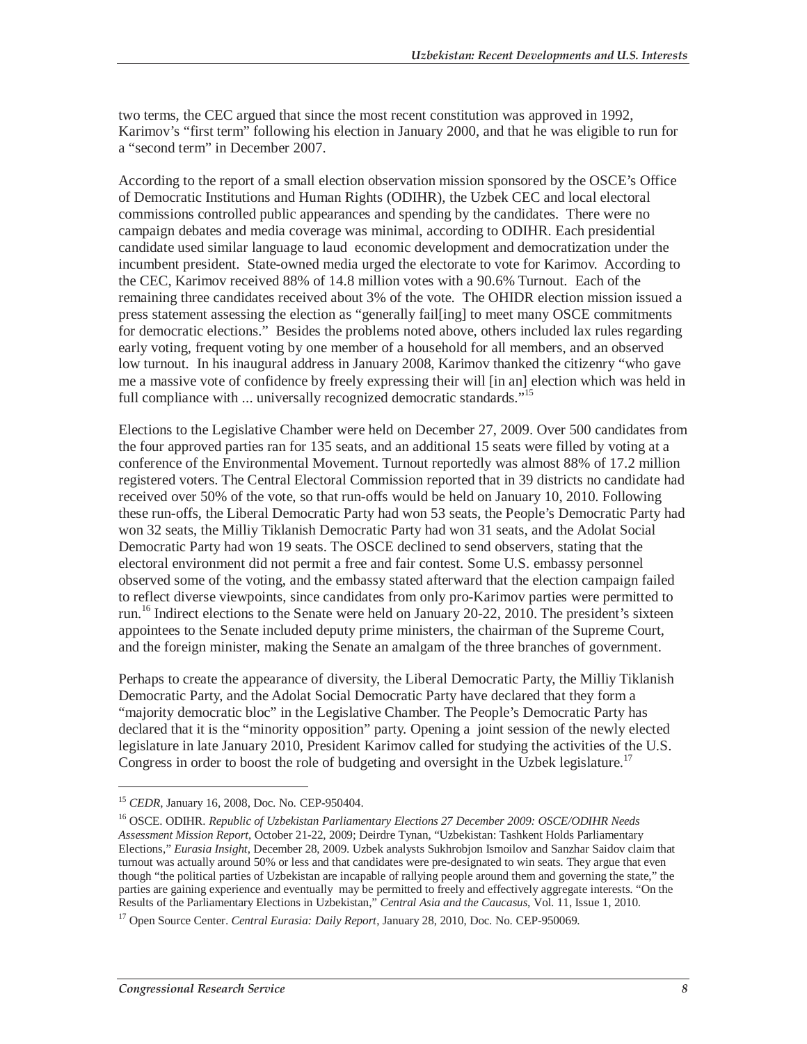two terms, the CEC argued that since the most recent constitution was approved in 1992, Karimov's "first term" following his election in January 2000, and that he was eligible to run for a "second term" in December 2007.

According to the report of a small election observation mission sponsored by the OSCE's Office of Democratic Institutions and Human Rights (ODIHR), the Uzbek CEC and local electoral commissions controlled public appearances and spending by the candidates. There were no campaign debates and media coverage was minimal, according to ODIHR. Each presidential candidate used similar language to laud economic development and democratization under the incumbent president. State-owned media urged the electorate to vote for Karimov. According to the CEC, Karimov received 88% of 14.8 million votes with a 90.6% Turnout. Each of the remaining three candidates received about 3% of the vote. The OHIDR election mission issued a press statement assessing the election as "generally fail[ing] to meet many OSCE commitments for democratic elections." Besides the problems noted above, others included lax rules regarding early voting, frequent voting by one member of a household for all members, and an observed low turnout. In his inaugural address in January 2008, Karimov thanked the citizenry "who gave me a massive vote of confidence by freely expressing their will [in an] election which was held in full compliance with ... universally recognized democratic standards."[15]

Elections to the Legislative Chamber were held on December 27, 2009. Over 500 candidates from the four approved parties ran for 135 seats, and an additional 15 seats were filled by voting at a conference of the Environmental Movement. Turnout reportedly was almost 88% of 17.2 million registered voters. The Central Electoral Commission reported that in 39 districts no candidate had received over 50% of the vote, so that run-offs would be held on January 10, 2010. Following these run-offs, the Liberal Democratic Party had won 53 seats, the People's Democratic Party had won 32 seats, the Milliy Tiklanish Democratic Party had won 31 seats, and the Adolat Social Democratic Party had won 19 seats. The OSCE declined to send observers, stating that the electoral environment did not permit a free and fair contest. Some U.S. embassy personnel observed some of the voting, and the embassy stated afterward that the election campaign failed to reflect diverse viewpoints, since candidates from only pro-Karimov parties were permitted to run.[16] Indirect elections to the Senate were held on January 20-22, 2010. The president's sixteen appointees to the Senate included deputy prime ministers, the chairman of the Supreme Court, and the foreign minister, making the Senate an amalgam of the three branches of government.

Perhaps to create the appearance of diversity, the Liberal Democratic Party, the Milliy Tiklanish Democratic Party, and the Adolat Social Democratic Party have declared that they form a "majority democratic bloc" in the Legislative Chamber. The People's Democratic Party has declared that it is the "minority opposition" party. Opening a joint session of the newly elected legislature in late January 2010, President Karimov called for studying the activities of the U.S. Congress in order to boost the role of budgeting and oversight in the Uzbek legislature.[17]

---

[15] *CEDR*, January 16, 2008, Doc. No. CEP-950404.

[16] OSCE. ODIHR. *Republic of Uzbekistan Parliamentary Elections 27 December 2009: OSCE/ODIHR Needs Assessment Mission Report*, October 21-22, 2009; Deirdre Tynan, "Uzbekistan: Tashkent Holds Parliamentary Elections," *Eurasia Insight*, December 28, 2009. Uzbek analysts Sukhrobjon Ismoilov and Sanzhar Saidov claim that turnout was actually around 50% or less and that candidates were pre-designated to win seats. They argue that even though "the political parties of Uzbekistan are incapable of rallying people around them and governing the state," the parties are gaining experience and eventually may be permitted to freely and effectively aggregate interests. "On the Results of the Parliamentary Elections in Uzbekistan," *Central Asia and the Caucasus*, Vol. 11, Issue 1, 2010.

[17] Open Source Center. *Central Eurasia: Daily Report*, January 28, 2010, Doc. No. CEP-950069.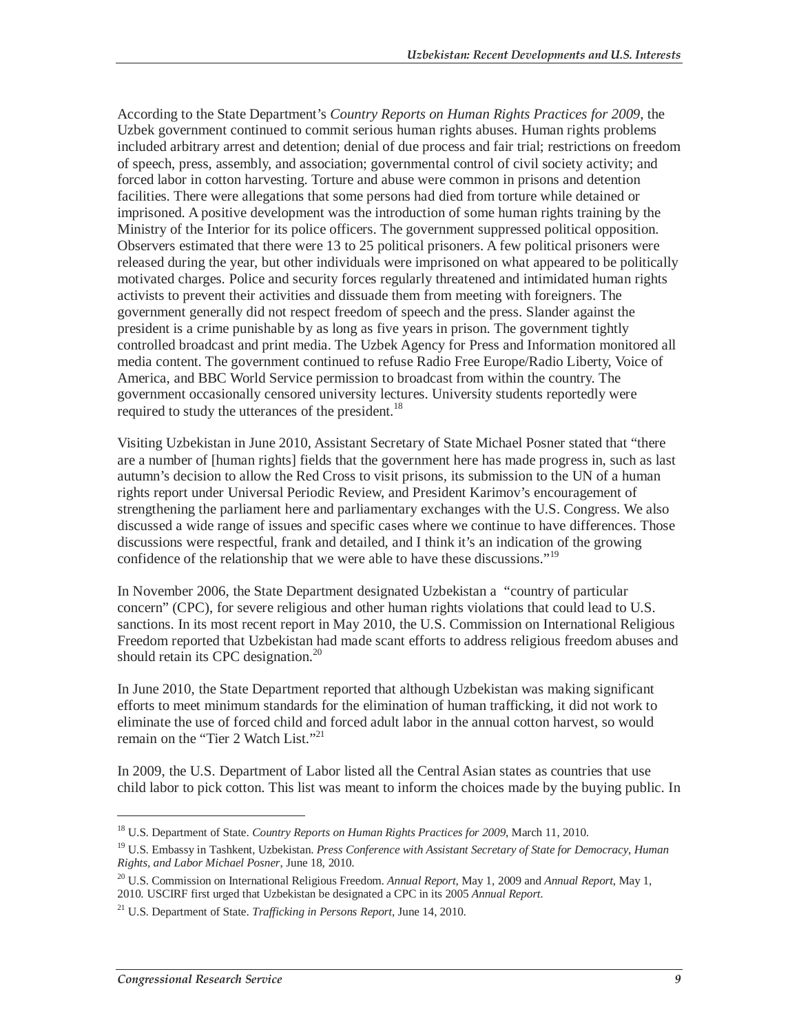According to the State Department's *Country Reports on Human Rights Practices for 2009*, the Uzbek government continued to commit serious human rights abuses. Human rights problems included arbitrary arrest and detention; denial of due process and fair trial; restrictions on freedom of speech, press, assembly, and association; governmental control of civil society activity; and forced labor in cotton harvesting. Torture and abuse were common in prisons and detention facilities. There were allegations that some persons had died from torture while detained or imprisoned. A positive development was the introduction of some human rights training by the Ministry of the Interior for its police officers. The government suppressed political opposition. Observers estimated that there were 13 to 25 political prisoners. A few political prisoners were released during the year, but other individuals were imprisoned on what appeared to be politically motivated charges. Police and security forces regularly threatened and intimidated human rights activists to prevent their activities and dissuade them from meeting with foreigners. The government generally did not respect freedom of speech and the press. Slander against the president is a crime punishable by as long as five years in prison. The government tightly controlled broadcast and print media. The Uzbek Agency for Press and Information monitored all media content. The government continued to refuse Radio Free Europe/Radio Liberty, Voice of America, and BBC World Service permission to broadcast from within the country. The government occasionally censored university lectures. University students reportedly were required to study the utterances of the president.[18]

Visiting Uzbekistan in June 2010, Assistant Secretary of State Michael Posner stated that "there are a number of [human rights] fields that the government here has made progress in, such as last autumn's decision to allow the Red Cross to visit prisons, its submission to the UN of a human rights report under Universal Periodic Review, and President Karimov's encouragement of strengthening the parliament here and parliamentary exchanges with the U.S. Congress. We also discussed a wide range of issues and specific cases where we continue to have differences. Those discussions were respectful, frank and detailed, and I think it's an indication of the growing confidence of the relationship that we were able to have these discussions."[19]

In November 2006, the State Department designated Uzbekistan a "country of particular concern" (CPC), for severe religious and other human rights violations that could lead to U.S. sanctions. In its most recent report in May 2010, the U.S. Commission on International Religious Freedom reported that Uzbekistan had made scant efforts to address religious freedom abuses and should retain its CPC designation.[20]

In June 2010, the State Department reported that although Uzbekistan was making significant efforts to meet minimum standards for the elimination of human trafficking, it did not work to eliminate the use of forced child and forced adult labor in the annual cotton harvest, so would remain on the "Tier 2 Watch List."[21]

In 2009, the U.S. Department of Labor listed all the Central Asian states as countries that use child labor to pick cotton. This list was meant to inform the choices made by the buying public. In

---

[18] U.S. Department of State. *Country Reports on Human Rights Practices for 2009*, March 11, 2010.

[19] U.S. Embassy in Tashkent, Uzbekistan. *Press Conference with Assistant Secretary of State for Democracy, Human Rights, and Labor Michael Posner*, June 18, 2010.

[20] U.S. Commission on International Religious Freedom. *Annual Report*, May 1, 2009 and *Annual Report*, May 1, 2010. USCIRF first urged that Uzbekistan be designated a CPC in its 2005 *Annual Report*.

[21] U.S. Department of State. *Trafficking in Persons Report*, June 14, 2010.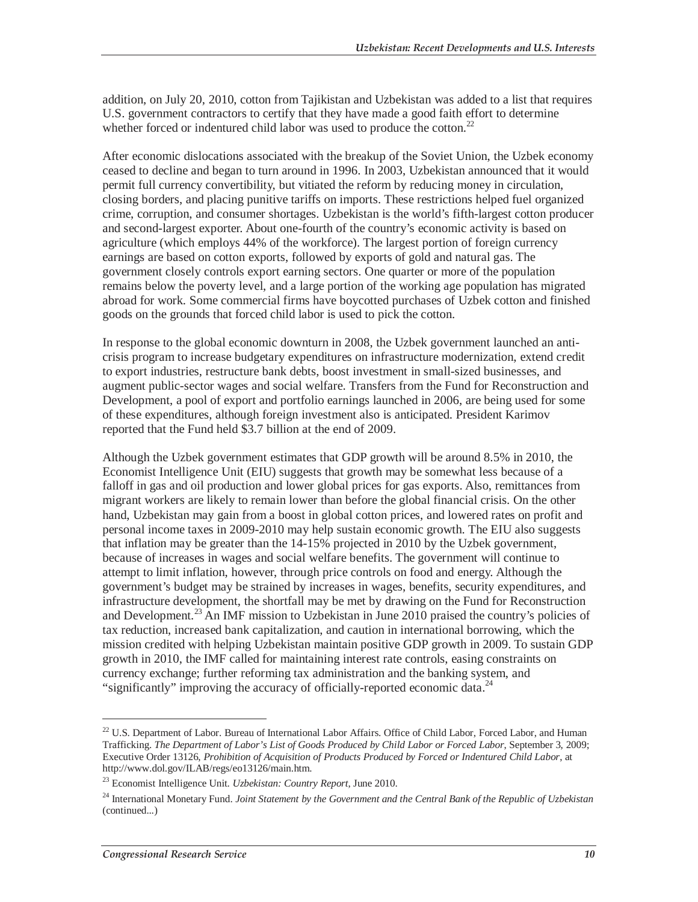addition, on July 20, 2010, cotton from Tajikistan and Uzbekistan was added to a list that requires U.S. government contractors to certify that they have made a good faith effort to determine whether forced or indentured child labor was used to produce the cotton.[22]

After economic dislocations associated with the breakup of the Soviet Union, the Uzbek economy ceased to decline and began to turn around in 1996. In 2003, Uzbekistan announced that it would permit full currency convertibility, but vitiated the reform by reducing money in circulation, closing borders, and placing punitive tariffs on imports. These restrictions helped fuel organized crime, corruption, and consumer shortages. Uzbekistan is the world's fifth-largest cotton producer and second-largest exporter. About one-fourth of the country's economic activity is based on agriculture (which employs 44% of the workforce). The largest portion of foreign currency earnings are based on cotton exports, followed by exports of gold and natural gas. The government closely controls export earning sectors. One quarter or more of the population remains below the poverty level, and a large portion of the working age population has migrated abroad for work. Some commercial firms have boycotted purchases of Uzbek cotton and finished goods on the grounds that forced child labor is used to pick the cotton.

In response to the global economic downturn in 2008, the Uzbek government launched an anti-crisis program to increase budgetary expenditures on infrastructure modernization, extend credit to export industries, restructure bank debts, boost investment in small-sized businesses, and augment public-sector wages and social welfare. Transfers from the Fund for Reconstruction and Development, a pool of export and portfolio earnings launched in 2006, are being used for some of these expenditures, although foreign investment also is anticipated. President Karimov reported that the Fund held $3.7 billion at the end of 2009.

Although the Uzbek government estimates that GDP growth will be around 8.5% in 2010, the Economist Intelligence Unit (EIU) suggests that growth may be somewhat less because of a falloff in gas and oil production and lower global prices for gas exports. Also, remittances from migrant workers are likely to remain lower than before the global financial crisis. On the other hand, Uzbekistan may gain from a boost in global cotton prices, and lowered rates on profit and personal income taxes in 2009-2010 may help sustain economic growth. The EIU also suggests that inflation may be greater than the 14-15% projected in 2010 by the Uzbek government, because of increases in wages and social welfare benefits. The government will continue to attempt to limit inflation, however, through price controls on food and energy. Although the government's budget may be strained by increases in wages, benefits, security expenditures, and infrastructure development, the shortfall may be met by drawing on the Fund for Reconstruction and Development.[23] An IMF mission to Uzbekistan in June 2010 praised the country's policies of tax reduction, increased bank capitalization, and caution in international borrowing, which the mission credited with helping Uzbekistan maintain positive GDP growth in 2009. To sustain GDP growth in 2010, the IMF called for maintaining interest rate controls, easing constraints on currency exchange; further reforming tax administration and the banking system, and "significantly" improving the accuracy of officially-reported economic data.[24]

---

[22] U.S. Department of Labor. Bureau of International Labor Affairs. Office of Child Labor, Forced Labor, and Human Trafficking. *The Department of Labor's List of Goods Produced by Child Labor or Forced Labor*, September 3, 2009; Executive Order 13126, *Prohibition of Acquisition of Products Produced by Forced or Indentured Child Labor*, at http://www.dol.gov/ILAB/regs/eo13126/main.htm.

[23] Economist Intelligence Unit. *Uzbekistan: Country Report*, June 2010.

[24] International Monetary Fund. *Joint Statement by the Government and the Central Bank of the Republic of Uzbekistan* (continued...)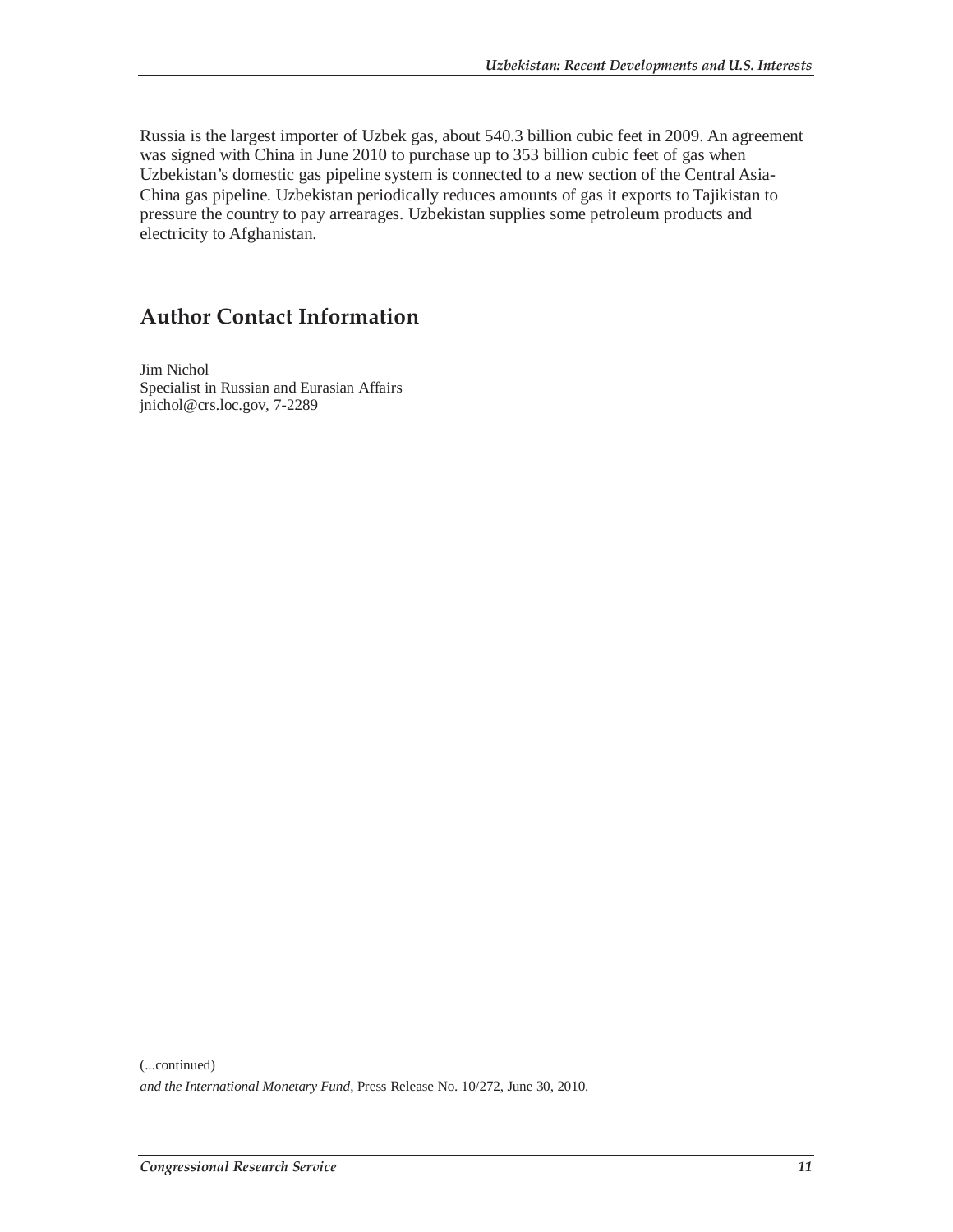Russia is the largest importer of Uzbek gas, about 540.3 billion cubic feet in 2009. An agreement was signed with China in June 2010 to purchase up to 353 billion cubic feet of gas when Uzbekistan's domestic gas pipeline system is connected to a new section of the Central Asia-China gas pipeline. Uzbekistan periodically reduces amounts of gas it exports to Tajikistan to pressure the country to pay arrearages. Uzbekistan supplies some petroleum products and electricity to Afghanistan.

## Author Contact Information

Jim Nichol
Specialist in Russian and Eurasian Affairs
jnichol@crs.loc.gov, 7-2289

---

(...continued)

*and the International Monetary Fund*, Press Release No. 10/272, June 30, 2010.